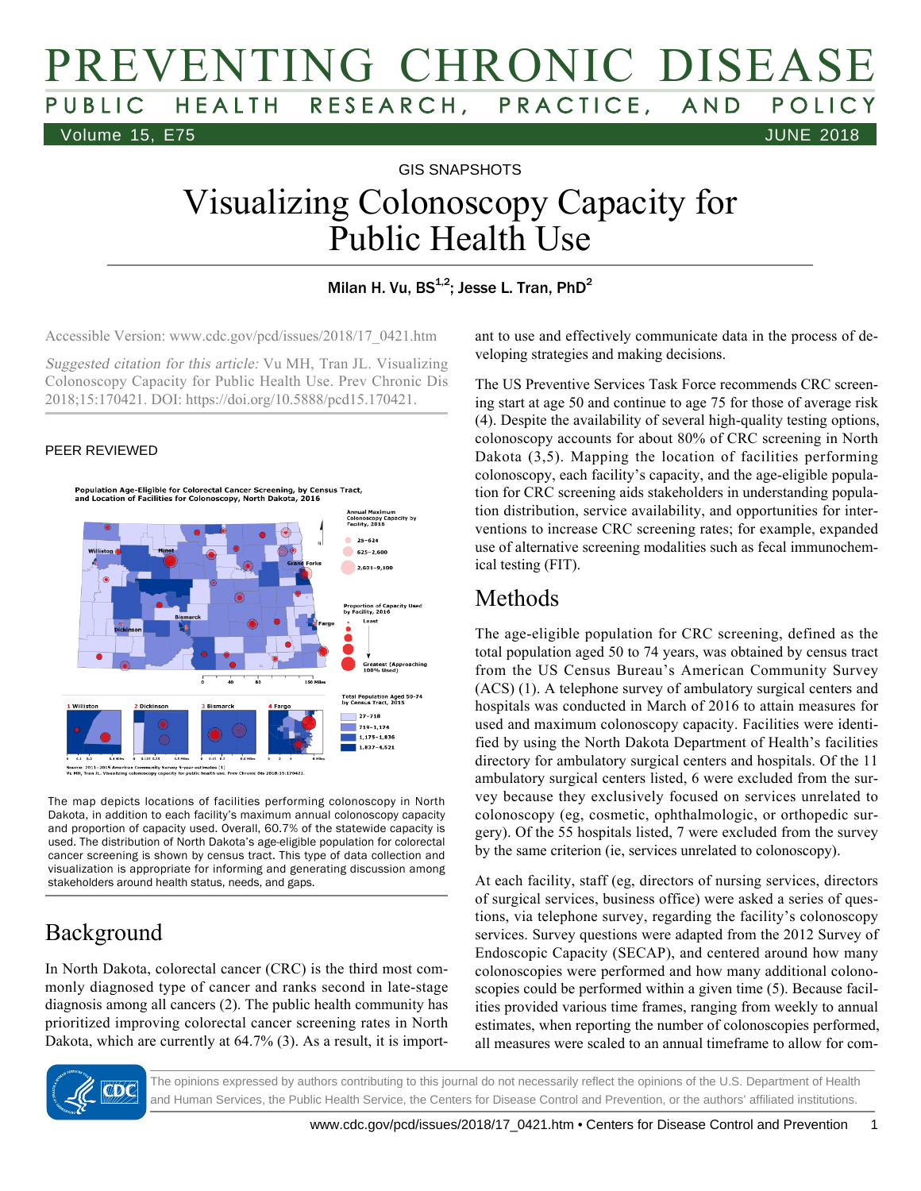# PREVENTING CHRONIC DISEASE

PUBLIC HEALTH RESEARCH, PRACTICE, AND POLICY

GIS SNAPSHOTS

# Visualizing Colonoscopy Capacity for Public Health Use

Milan H. Vu, BS[1,2]; Jesse L. Tran, PhD[2]

Accessible Version: www.cdc.gov/pcd/issues/2018/17_0421.htm

*Suggested citation for this article:* Vu MH, Tran JL. Visualizing Colonoscopy Capacity for Public Health Use. Prev Chronic Dis 2018;15:170421. DOI: https://doi.org/10.5888/pcd15.170421.

PEER REVIEWED

The map depicts locations of facilities performing colonoscopy in North Dakota, in addition to each facility's maximum annual colonoscopy capacity and proportion of capacity used. Overall, 60.7% of the statewide capacity is used. The distribution of North Dakota's age-eligible population for colorectal cancer screening is shown by census tract. This type of data collection and visualization is appropriate for informing and generating discussion among stakeholders around health status, needs, and gaps.

## Background

In North Dakota, colorectal cancer (CRC) is the third most commonly diagnosed type of cancer and ranks second in late-stage diagnosis among all cancers (2). The public health community has prioritized improving colorectal cancer screening rates in North Dakota, which are currently at 64.7% (3). As a result, it is important to use and effectively communicate data in the process of developing strategies and making decisions.

The US Preventive Services Task Force recommends CRC screening start at age 50 and continue to age 75 for those of average risk (4). Despite the availability of several high-quality testing options, colonoscopy accounts for about 80% of CRC screening in North Dakota (3,5). Mapping the location of facilities performing colonoscopy, each facility's capacity, and the age-eligible population for CRC screening aids stakeholders in understanding population distribution, service availability, and opportunities for interventions to increase CRC screening rates; for example, expanded use of alternative screening modalities such as fecal immunochemical testing (FIT).

## Methods

The age-eligible population for CRC screening, defined as the total population aged 50 to 74 years, was obtained by census tract from the US Census Bureau's American Community Survey (ACS) (1). A telephone survey of ambulatory surgical centers and hospitals was conducted in March of 2016 to attain measures for used and maximum colonoscopy capacity. Facilities were identified by using the North Dakota Department of Health's facilities directory for ambulatory surgical centers and hospitals. Of the 11 ambulatory surgical centers listed, 6 were excluded from the survey because they exclusively focused on services unrelated to colonoscopy (eg, cosmetic, ophthalmologic, or orthopedic surgery). Of the 55 hospitals listed, 7 were excluded from the survey by the same criterion (ie, services unrelated to colonoscopy).

At each facility, staff (eg, directors of nursing services, directors of surgical services, business office) were asked a series of questions, via telephone survey, regarding the facility's colonoscopy services. Survey questions were adapted from the 2012 Survey of Endoscopic Capacity (SECAP), and centered around how many colonoscopies were performed and how many additional colonoscopies could be performed within a given time (5). Because facilities provided various time frames, ranging from weekly to annual estimates, when reporting the number of colonoscopies performed, all measures were scaled to an annual timeframe to allow for com-

The opinions expressed by authors contributing to this journal do not necessarily reflect the opinions of the U.S. Department of Health and Human Services, the Public Health Service, the Centers for Disease Control and Prevention, or the authors' affiliated institutions.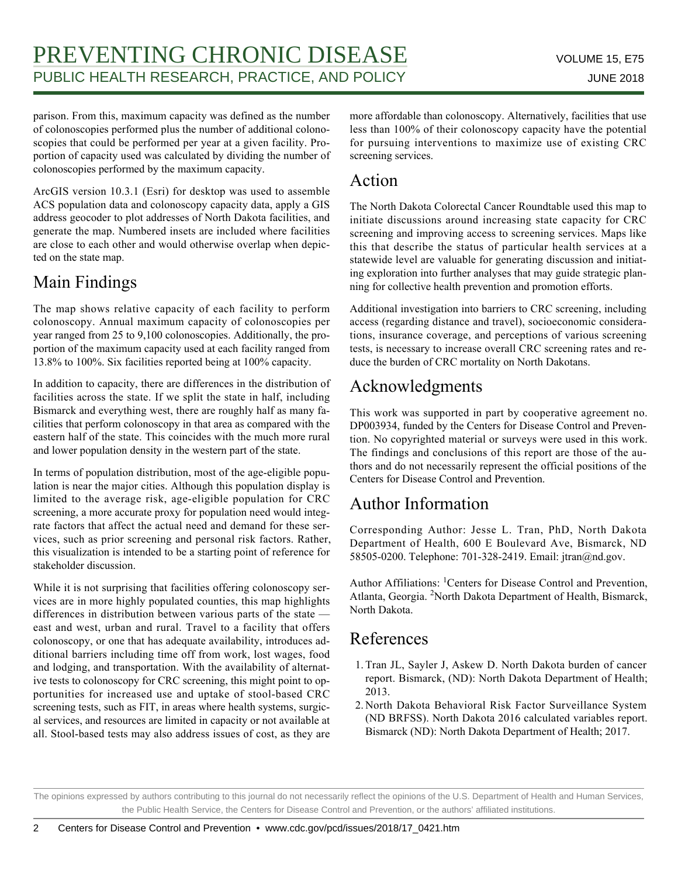parison. From this, maximum capacity was defined as the number of colonoscopies performed plus the number of additional colonoscopies that could be performed per year at a given facility. Proportion of capacity used was calculated by dividing the number of colonoscopies performed by the maximum capacity.

ArcGIS version 10.3.1 (Esri) for desktop was used to assemble ACS population data and colonoscopy capacity data, apply a GIS address geocoder to plot addresses of North Dakota facilities, and generate the map. Numbered insets are included where facilities are close to each other and would otherwise overlap when depicted on the state map.

## Main Findings

The map shows relative capacity of each facility to perform colonoscopy. Annual maximum capacity of colonoscopies per year ranged from 25 to 9,100 colonoscopies. Additionally, the proportion of the maximum capacity used at each facility ranged from 13.8% to 100%. Six facilities reported being at 100% capacity.

In addition to capacity, there are differences in the distribution of facilities across the state. If we split the state in half, including Bismarck and everything west, there are roughly half as many facilities that perform colonoscopy in that area as compared with the eastern half of the state. This coincides with the much more rural and lower population density in the western part of the state.

In terms of population distribution, most of the age-eligible population is near the major cities. Although this population display is limited to the average risk, age-eligible population for CRC screening, a more accurate proxy for population need would integrate factors that affect the actual need and demand for these services, such as prior screening and personal risk factors. Rather, this visualization is intended to be a starting point of reference for stakeholder discussion.

While it is not surprising that facilities offering colonoscopy services are in more highly populated counties, this map highlights differences in distribution between various parts of the state — east and west, urban and rural. Travel to a facility that offers colonoscopy, or one that has adequate availability, introduces additional barriers including time off from work, lost wages, food and lodging, and transportation. With the availability of alternative tests to colonoscopy for CRC screening, this might point to opportunities for increased use and uptake of stool-based CRC screening tests, such as FIT, in areas where health systems, surgical services, and resources are limited in capacity or not available at all. Stool-based tests may also address issues of cost, as they are more affordable than colonoscopy. Alternatively, facilities that use less than 100% of their colonoscopy capacity have the potential for pursuing interventions to maximize use of existing CRC screening services.

## Action

The North Dakota Colorectal Cancer Roundtable used this map to initiate discussions around increasing state capacity for CRC screening and improving access to screening services. Maps like this that describe the status of particular health services at a statewide level are valuable for generating discussion and initiating exploration into further analyses that may guide strategic planning for collective health prevention and promotion efforts.

Additional investigation into barriers to CRC screening, including access (regarding distance and travel), socioeconomic considerations, insurance coverage, and perceptions of various screening tests, is necessary to increase overall CRC screening rates and reduce the burden of CRC mortality on North Dakotans.

## Acknowledgments

This work was supported in part by cooperative agreement no. DP003934, funded by the Centers for Disease Control and Prevention. No copyrighted material or surveys were used in this work. The findings and conclusions of this report are those of the authors and do not necessarily represent the official positions of the Centers for Disease Control and Prevention.

## Author Information

Corresponding Author: Jesse L. Tran, PhD, North Dakota Department of Health, 600 E Boulevard Ave, Bismarck, ND 58505-0200. Telephone: 701-328-2419. Email: jtran@nd.gov.

Author Affiliations: [1]Centers for Disease Control and Prevention, Atlanta, Georgia. [2]North Dakota Department of Health, Bismarck, North Dakota.

## References

1. Tran JL, Sayler J, Askew D. North Dakota burden of cancer report. Bismarck, (ND): North Dakota Department of Health; 2013.
2. North Dakota Behavioral Risk Factor Surveillance System (ND BRFSS). North Dakota 2016 calculated variables report. Bismarck (ND): North Dakota Department of Health; 2017.

The opinions expressed by authors contributing to this journal do not necessarily reflect the opinions of the U.S. Department of Health and Human Services, the Public Health Service, the Centers for Disease Control and Prevention, or the authors' affiliated institutions.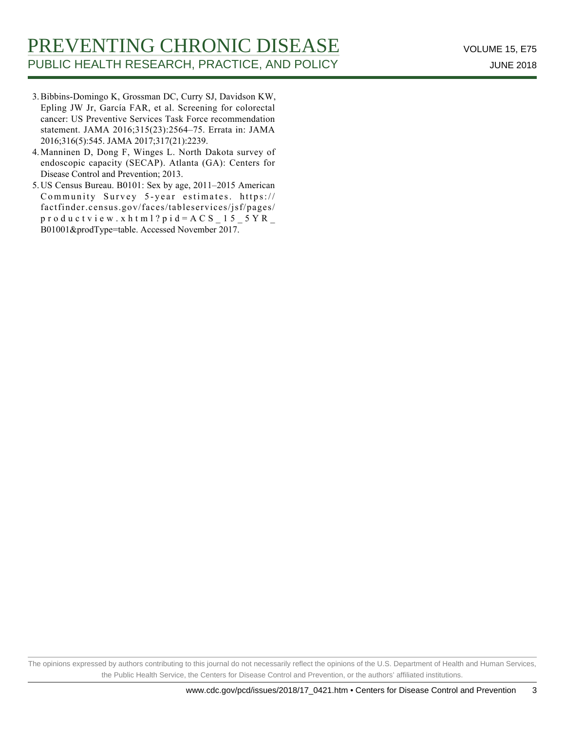3. Bibbins-Domingo K, Grossman DC, Curry SJ, Davidson KW, Epling JW Jr, García FAR, et al. Screening for colorectal cancer: US Preventive Services Task Force recommendation statement. JAMA 2016;315(23):2564–75. Errata in: JAMA 2016;316(5):545. JAMA 2017;317(21):2239.
4. Manninen D, Dong F, Winges L. North Dakota survey of endoscopic capacity (SECAP). Atlanta (GA): Centers for Disease Control and Prevention; 2013.
5. US Census Bureau. B0101: Sex by age, 2011–2015 American Community Survey 5-year estimates. https://factfinder.census.gov/faces/tableservices/jsf/pages/productview.xhtml?pid=ACS_15_5YR_B01001&prodType=table. Accessed November 2017.

The opinions expressed by authors contributing to this journal do not necessarily reflect the opinions of the U.S. Department of Health and Human Services, the Public Health Service, the Centers for Disease Control and Prevention, or the authors' affiliated institutions.